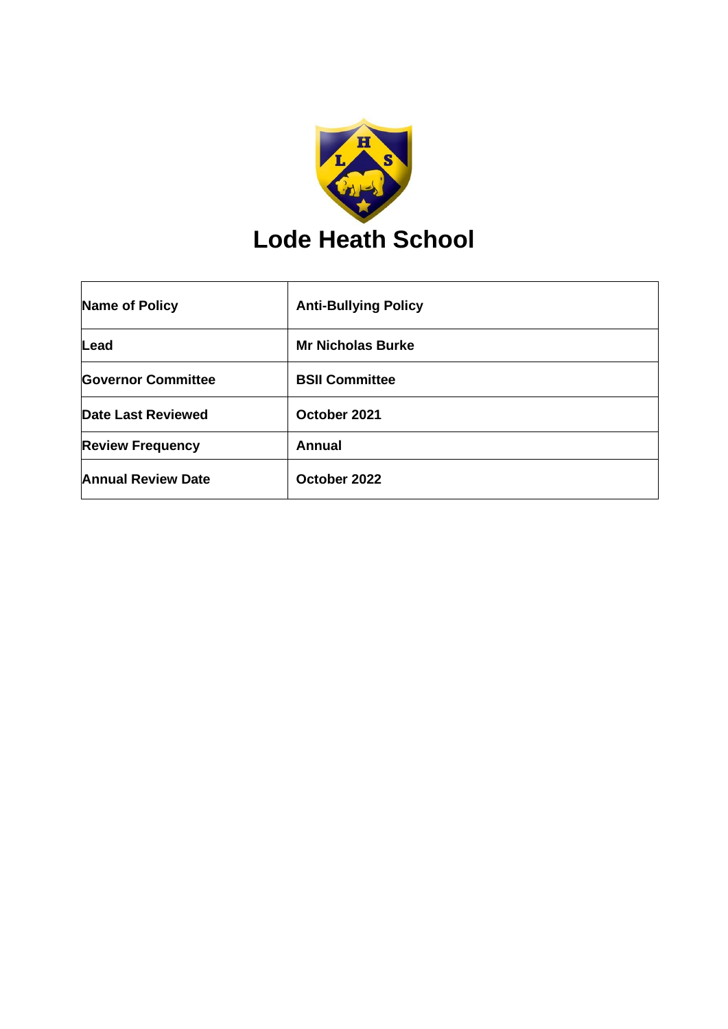# Lode Heath School

| Name of Policy | Anti-Bullying Policy |
|---|---|
| Lead | Mr Nicholas Burke |
| Governor Committee | BSII Committee |
| Date Last Reviewed | October 2021 |
| Review Frequency | Annual |
| Annual Review Date | October 2022 |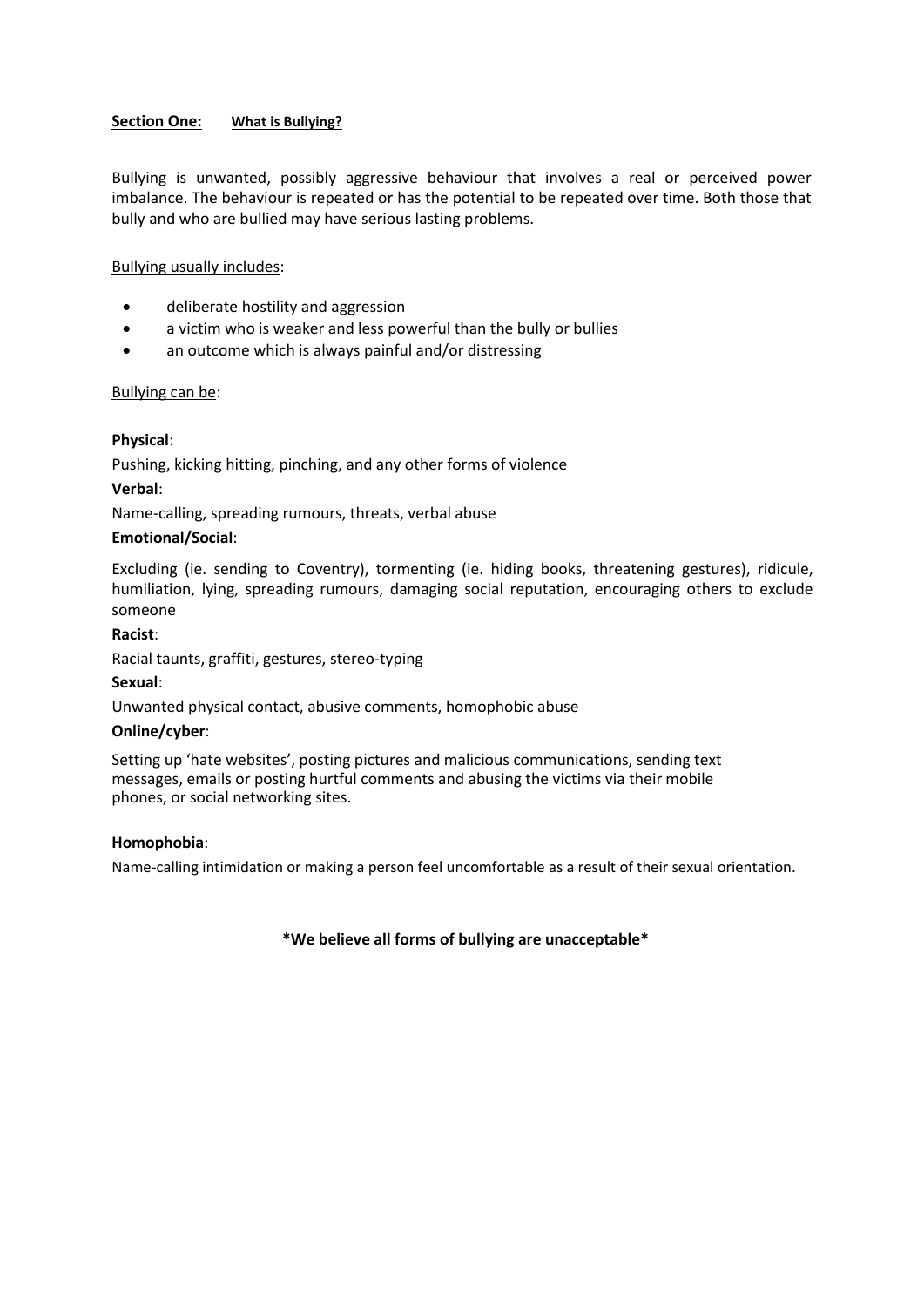## Section One: What is Bullying?

Bullying is unwanted, possibly aggressive behaviour that involves a real or perceived power imbalance. The behaviour is repeated or has the potential to be repeated over time. Both those that bully and who are bullied may have serious lasting problems.

Bullying usually includes:

- deliberate hostility and aggression
- a victim who is weaker and less powerful than the bully or bullies
- an outcome which is always painful and/or distressing

Bullying can be:

**Physical**:

Pushing, kicking hitting, pinching, and any other forms of violence

**Verbal**:

Name-calling, spreading rumours, threats, verbal abuse

**Emotional/Social**:

Excluding (ie. sending to Coventry), tormenting (ie. hiding books, threatening gestures), ridicule, humiliation, lying, spreading rumours, damaging social reputation, encouraging others to exclude someone

**Racist**:

Racial taunts, graffiti, gestures, stereo-typing

**Sexual**:

Unwanted physical contact, abusive comments, homophobic abuse

**Online/cyber**:

Setting up 'hate websites', posting pictures and malicious communications, sending text messages, emails or posting hurtful comments and abusing the victims via their mobile phones, or social networking sites.

**Homophobia**:

Name-calling intimidation or making a person feel uncomfortable as a result of their sexual orientation.

**\*We believe all forms of bullying are unacceptable\***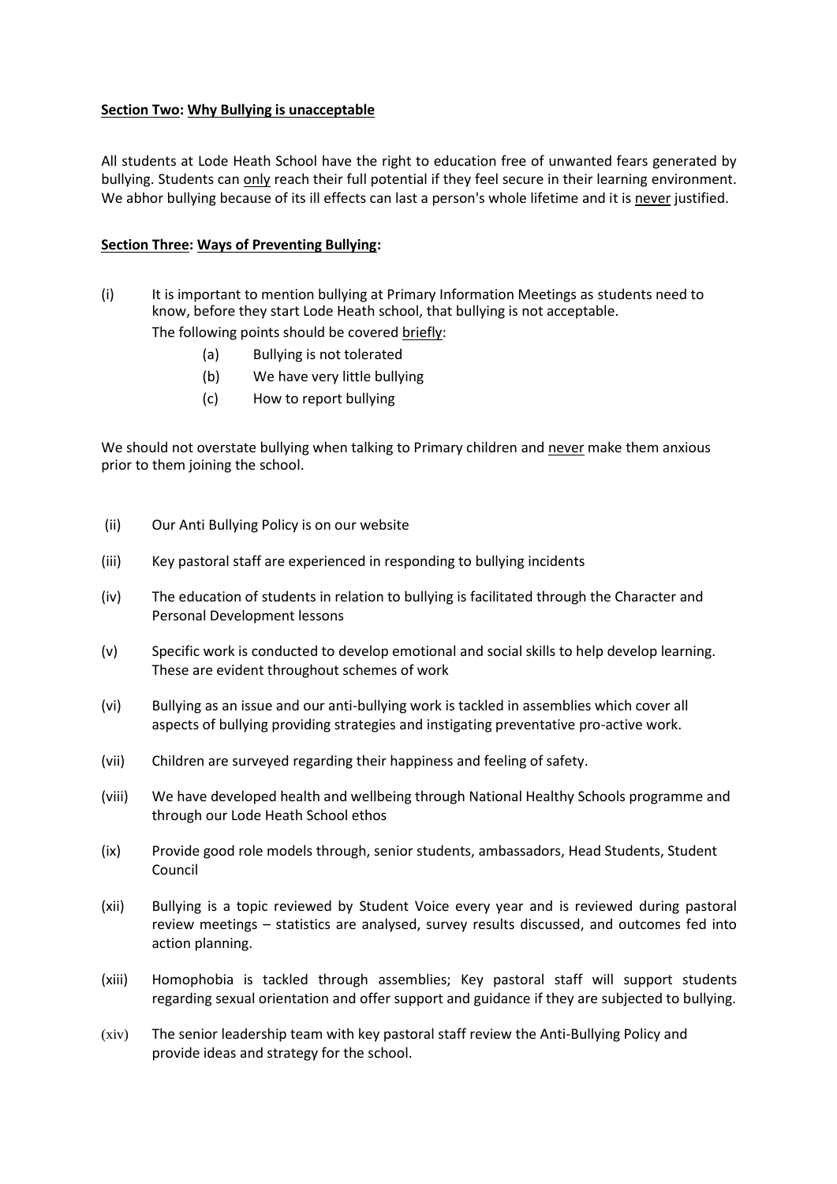**Section Two: Why Bullying is unacceptable**

All students at Lode Heath School have the right to education free of unwanted fears generated by bullying. Students can only reach their full potential if they feel secure in their learning environment. We abhor bullying because of its ill effects can last a person's whole lifetime and it is never justified.

**Section Three: Ways of Preventing Bullying:**

(i) It is important to mention bullying at Primary Information Meetings as students need to know, before they start Lode Heath school, that bullying is not acceptable.
The following points should be covered briefly:

- (a) Bullying is not tolerated
- (b) We have very little bullying
- (c) How to report bullying

We should not overstate bullying when talking to Primary children and never make them anxious prior to them joining the school.

(ii) Our Anti Bullying Policy is on our website

(iii) Key pastoral staff are experienced in responding to bullying incidents

(iv) The education of students in relation to bullying is facilitated through the Character and Personal Development lessons

(v) Specific work is conducted to develop emotional and social skills to help develop learning. These are evident throughout schemes of work

(vi) Bullying as an issue and our anti-bullying work is tackled in assemblies which cover all aspects of bullying providing strategies and instigating preventative pro-active work.

(vii) Children are surveyed regarding their happiness and feeling of safety.

(viii) We have developed health and wellbeing through National Healthy Schools programme and through our Lode Heath School ethos

(ix) Provide good role models through, senior students, ambassadors, Head Students, Student Council

(xii) Bullying is a topic reviewed by Student Voice every year and is reviewed during pastoral review meetings – statistics are analysed, survey results discussed, and outcomes fed into action planning.

(xiii) Homophobia is tackled through assemblies; Key pastoral staff will support students regarding sexual orientation and offer support and guidance if they are subjected to bullying.

(xiv) The senior leadership team with key pastoral staff review the Anti-Bullying Policy and provide ideas and strategy for the school.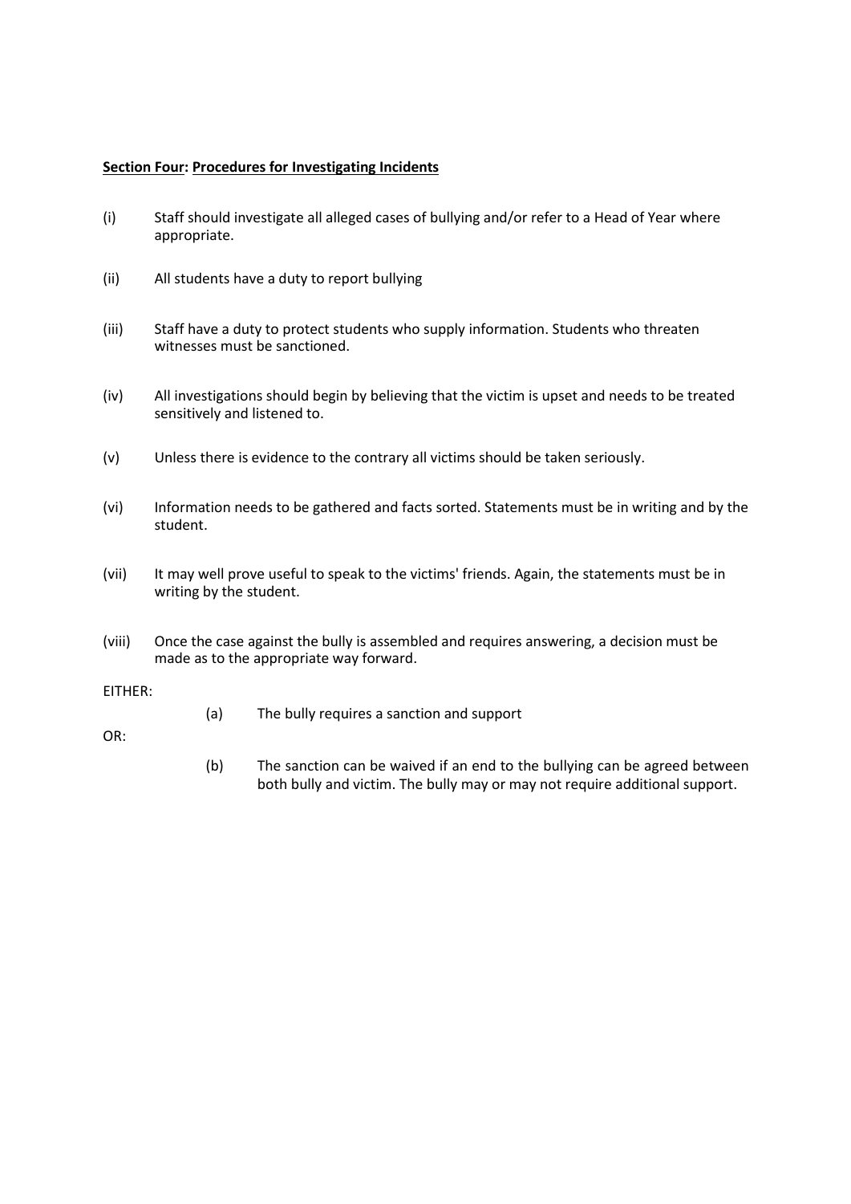## **Section Four**: **Procedures for Investigating Incidents**

(i) Staff should investigate all alleged cases of bullying and/or refer to a Head of Year where appropriate.

(ii) All students have a duty to report bullying

(iii) Staff have a duty to protect students who supply information. Students who threaten witnesses must be sanctioned.

(iv) All investigations should begin by believing that the victim is upset and needs to be treated sensitively and listened to.

(v) Unless there is evidence to the contrary all victims should be taken seriously.

(vi) Information needs to be gathered and facts sorted. Statements must be in writing and by the student.

(vii) It may well prove useful to speak to the victims' friends. Again, the statements must be in writing by the student.

(viii) Once the case against the bully is assembled and requires answering, a decision must be made as to the appropriate way forward.

EITHER:

(a) The bully requires a sanction and support

OR:

(b) The sanction can be waived if an end to the bullying can be agreed between both bully and victim. The bully may or may not require additional support.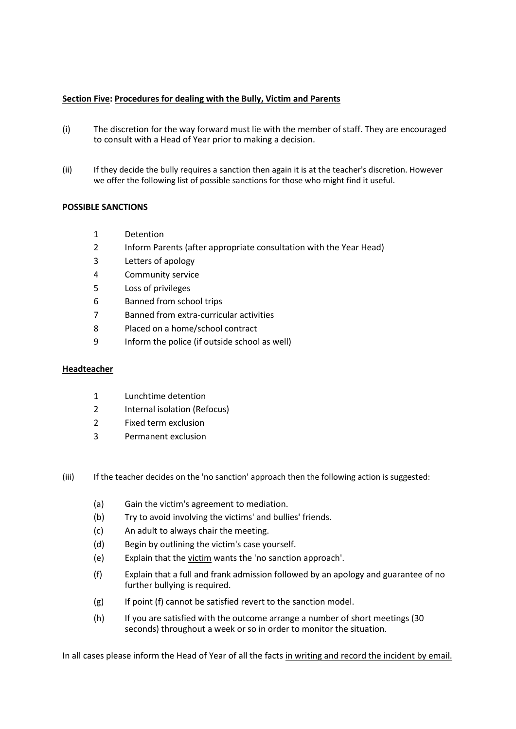**<u>Section Five</u>: <u>Procedures for dealing with the Bully, Victim and Parents</u>**

(i) The discretion for the way forward must lie with the member of staff. They are encouraged to consult with a Head of Year prior to making a decision.

(ii) If they decide the bully requires a sanction then again it is at the teacher's discretion. However we offer the following list of possible sanctions for those who might find it useful.

**POSSIBLE SANCTIONS**

1 Detention
2 Inform Parents (after appropriate consultation with the Year Head)
3 Letters of apology
4 Community service
5 Loss of privileges
6 Banned from school trips
7 Banned from extra-curricular activities
8 Placed on a home/school contract
9 Inform the police (if outside school as well)

**<u>Headteacher</u>**

1 Lunchtime detention
2 Internal isolation (Refocus)
2 Fixed term exclusion
3 Permanent exclusion

(iii) If the teacher decides on the 'no sanction' approach then the following action is suggested:

(a) Gain the victim's agreement to mediation.
(b) Try to avoid involving the victims' and bullies' friends.
(c) An adult to always chair the meeting.
(d) Begin by outlining the victim's case yourself.
(e) Explain that the <u>victim</u> wants the 'no sanction approach'.
(f) Explain that a full and frank admission followed by an apology and guarantee of no further bullying is required.
(g) If point (f) cannot be satisfied revert to the sanction model.
(h) If you are satisfied with the outcome arrange a number of short meetings (30 seconds) throughout a week or so in order to monitor the situation.

In all cases please inform the Head of Year of all the facts <u>in writing and record the incident by email.</u>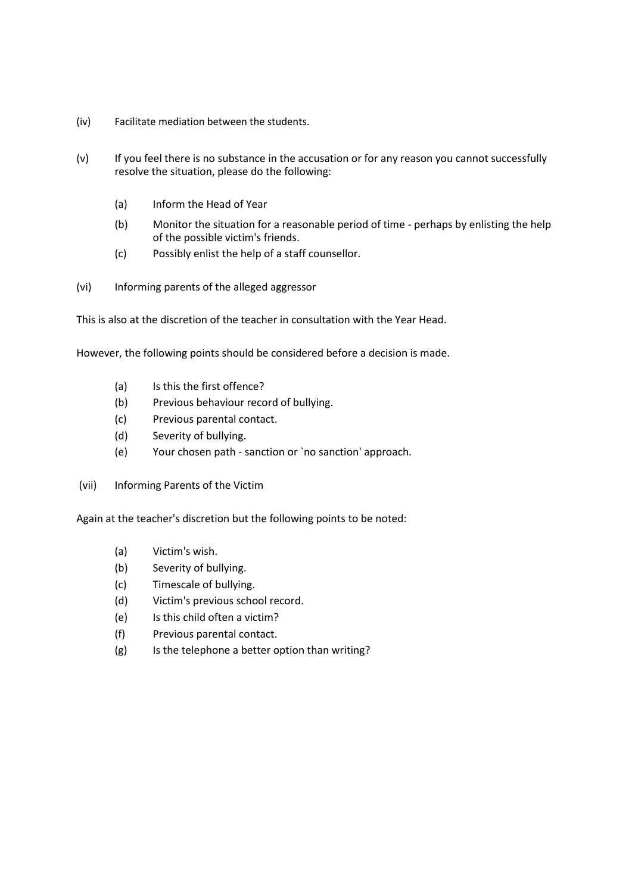(iv) Facilitate mediation between the students.

(v) If you feel there is no substance in the accusation or for any reason you cannot successfully resolve the situation, please do the following:

  (a) Inform the Head of Year
  (b) Monitor the situation for a reasonable period of time - perhaps by enlisting the help of the possible victim's friends.
  (c) Possibly enlist the help of a staff counsellor.

(vi) Informing parents of the alleged aggressor

This is also at the discretion of the teacher in consultation with the Year Head.

However, the following points should be considered before a decision is made.

  (a) Is this the first offence?
  (b) Previous behaviour record of bullying.
  (c) Previous parental contact.
  (d) Severity of bullying.
  (e) Your chosen path - sanction or `no sanction' approach.

(vii) Informing Parents of the Victim

Again at the teacher's discretion but the following points to be noted:

  (a) Victim's wish.
  (b) Severity of bullying.
  (c) Timescale of bullying.
  (d) Victim's previous school record.
  (e) Is this child often a victim?
  (f) Previous parental contact.
  (g) Is the telephone a better option than writing?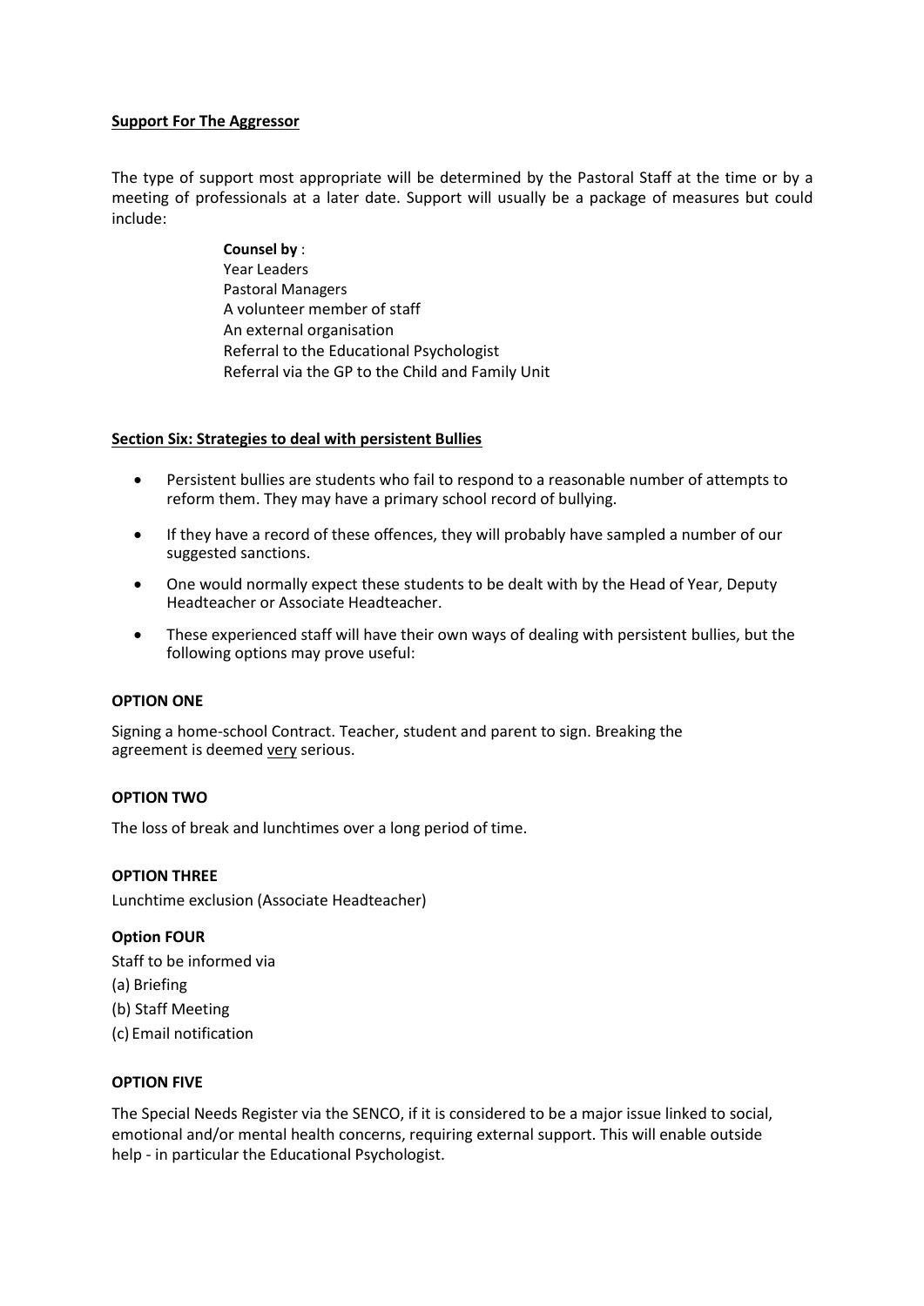## Support For The Aggressor

The type of support most appropriate will be determined by the Pastoral Staff at the time or by a meeting of professionals at a later date. Support will usually be a package of measures but could include:

**Counsel by** :
Year Leaders
Pastoral Managers
A volunteer member of staff
An external organisation
Referral to the Educational Psychologist
Referral via the GP to the Child and Family Unit

## Section Six: Strategies to deal with persistent Bullies

- Persistent bullies are students who fail to respond to a reasonable number of attempts to reform them. They may have a primary school record of bullying.
- If they have a record of these offences, they will probably have sampled a number of our suggested sanctions.
- One would normally expect these students to be dealt with by the Head of Year, Deputy Headteacher or Associate Headteacher.
- These experienced staff will have their own ways of dealing with persistent bullies, but the following options may prove useful:

### OPTION ONE

Signing a home-school Contract. Teacher, student and parent to sign. Breaking the agreement is deemed <u>very</u> serious.

### OPTION TWO

The loss of break and lunchtimes over a long period of time.

### OPTION THREE

Lunchtime exclusion (Associate Headteacher)

### Option FOUR

Staff to be informed via
(a) Briefing
(b) Staff Meeting
(c) Email notification

### OPTION FIVE

The Special Needs Register via the SENCO, if it is considered to be a major issue linked to social, emotional and/or mental health concerns, requiring external support. This will enable outside help - in particular the Educational Psychologist.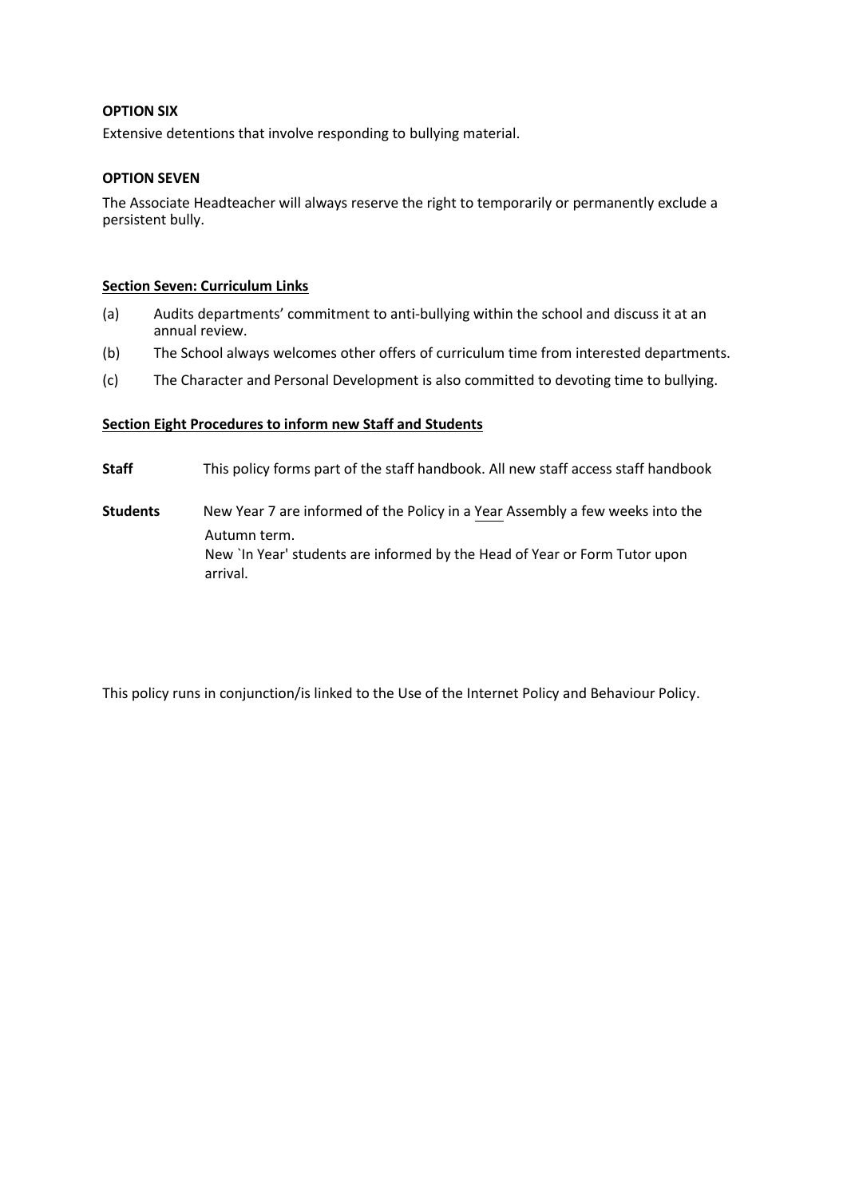**OPTION SIX**

Extensive detentions that involve responding to bullying material.

**OPTION SEVEN**

The Associate Headteacher will always reserve the right to temporarily or permanently exclude a persistent bully.

**Section Seven: Curriculum Links**

(a) Audits departments' commitment to anti-bullying within the school and discuss it at an annual review.

(b) The School always welcomes other offers of curriculum time from interested departments.

(c) The Character and Personal Development is also committed to devoting time to bullying.

**Section Eight Procedures to inform new Staff and Students**

**Staff** This policy forms part of the staff handbook. All new staff access staff handbook

**Students** New Year 7 are informed of the Policy in a Year Assembly a few weeks into the Autumn term.
New `In Year' students are informed by the Head of Year or Form Tutor upon arrival.

This policy runs in conjunction/is linked to the Use of the Internet Policy and Behaviour Policy.